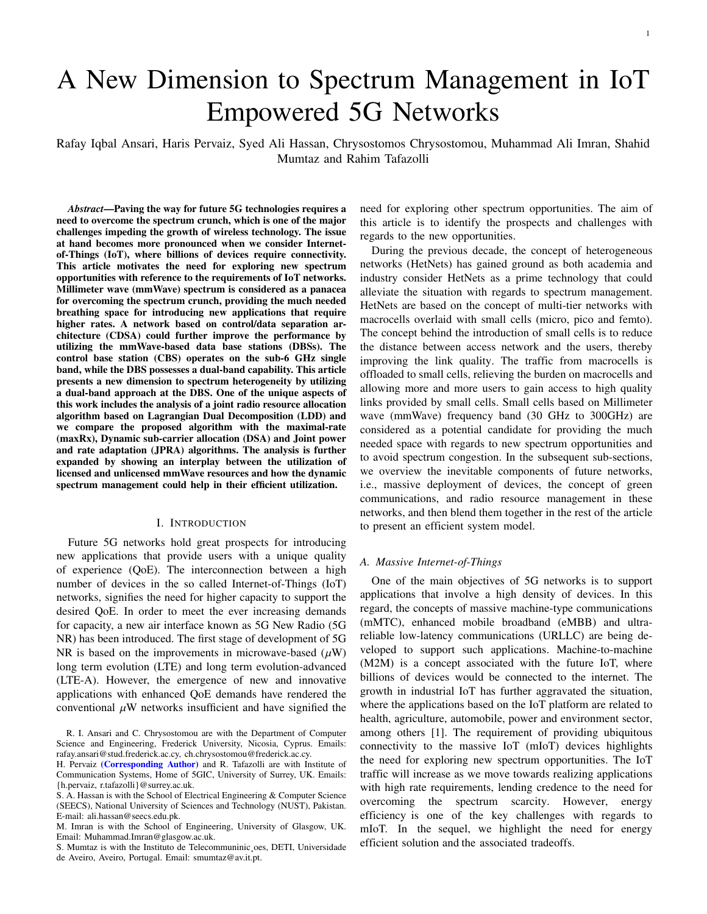# A New Dimension to Spectrum Management in IoT Empowered 5G Networks

Rafay Iqbal Ansari, Haris Pervaiz, Syed Ali Hassan, Chrysostomos Chrysostomou, Muhammad Ali Imran, Shahid Mumtaz and Rahim Tafazolli

***Abstract*—Paving the way for future 5G technologies requires a need to overcome the spectrum crunch, which is one of the major challenges impeding the growth of wireless technology. The issue at hand becomes more pronounced when we consider Internet-of-Things (IoT), where billions of devices require connectivity. This article motivates the need for exploring new spectrum opportunities with reference to the requirements of IoT networks. Millimeter wave (mmWave) spectrum is considered as a panacea for overcoming the spectrum crunch, providing the much needed breathing space for introducing new applications that require higher rates. A network based on control/data separation architecture (CDSA) could further improve the performance by utilizing the mmWave-based data base stations (DBSs). The control base station (CBS) operates on the sub-6 GHz single band, while the DBS possesses a dual-band capability. This article presents a new dimension to spectrum heterogeneity by utilizing a dual-band approach at the DBS. One of the unique aspects of this work includes the analysis of a joint radio resource allocation algorithm based on Lagrangian Dual Decomposition (LDD) and we compare the proposed algorithm with the maximal-rate (maxRx), Dynamic sub-carrier allocation (DSA) and Joint power and rate adaptation (JPRA) algorithms. The analysis is further expanded by showing an interplay between the utilization of licensed and unlicensed mmWave resources and how the dynamic spectrum management could help in their efficient utilization.**

## I. Introduction

Future 5G networks hold great prospects for introducing new applications that provide users with a unique quality of experience (QoE). The interconnection between a high number of devices in the so called Internet-of-Things (IoT) networks, signifies the need for higher capacity to support the desired QoE. In order to meet the ever increasing demands for capacity, a new air interface known as 5G New Radio (5G NR) has been introduced. The first stage of development of 5G NR is based on the improvements in microwave-based ($\mu$W) long term evolution (LTE) and long term evolution-advanced (LTE-A). However, the emergence of new and innovative applications with enhanced QoE demands have rendered the conventional $\mu$W networks insufficient and have signified the need for exploring other spectrum opportunities. The aim of this article is to identify the prospects and challenges with regards to the new opportunities.

During the previous decade, the concept of heterogeneous networks (HetNets) has gained ground as both academia and industry consider HetNets as a prime technology that could alleviate the situation with regards to spectrum management. HetNets are based on the concept of multi-tier networks with macrocells overlaid with small cells (micro, pico and femto). The concept behind the introduction of small cells is to reduce the distance between access network and the users, thereby improving the link quality. The traffic from macrocells is offloaded to small cells, relieving the burden on macrocells and allowing more and more users to gain access to high quality links provided by small cells. Small cells based on Millimeter wave (mmWave) frequency band (30 GHz to 300GHz) are considered as a potential candidate for providing the much needed space with regards to new spectrum opportunities and to avoid spectrum congestion. In the subsequent sub-sections, we overview the inevitable components of future networks, i.e., massive deployment of devices, the concept of green communications, and radio resource management in these networks, and then blend them together in the rest of the article to present an efficient system model.

### A. Massive Internet-of-Things

One of the main objectives of 5G networks is to support applications that involve a high density of devices. In this regard, the concepts of massive machine-type communications (mMTC), enhanced mobile broadband (eMBB) and ultra-reliable low-latency communications (URLLC) are being developed to support such applications. Machine-to-machine (M2M) is a concept associated with the future IoT, where billions of devices would be connected to the internet. The growth in industrial IoT has further aggravated the situation, where the applications based on the IoT platform are related to health, agriculture, automobile, power and environment sector, among others [1]. The requirement of providing ubiquitous connectivity to the massive IoT (mIoT) devices highlights the need for exploring new spectrum opportunities. The IoT traffic will increase as we move towards realizing applications with high rate requirements, lending credence to the need for overcoming the spectrum scarcity. However, energy efficiency is one of the key challenges with regards to mIoT. In the sequel, we highlight the need for energy efficient solution and the associated tradeoffs.

R. I. Ansari and C. Chrysostomou are with the Department of Computer Science and Engineering, Frederick University, Nicosia, Cyprus. Emails: rafay.ansari@stud.frederick.ac.cy, ch.chrysostomou@frederick.ac.cy.

H. Pervaiz (Corresponding Author) and R. Tafazolli are with Institute of Communication Systems, Home of 5GIC, University of Surrey, UK. Emails: {h.pervaiz, r.tafazolli}@surrey.ac.uk.

S. A. Hassan is with the School of Electrical Engineering & Computer Science (SEECS), National University of Sciences and Technology (NUST), Pakistan. E-mail: ali.hassan@seecs.edu.pk.

M. Imran is with the School of Engineering, University of Glasgow, UK. Email: Muhammad.Imran@glasgow.ac.uk.

S. Mumtaz is with the Instituto de Telecommuninic¸oes, DETI, Universidade de Aveiro, Aveiro, Portugal. Email: smumtaz@av.it.pt.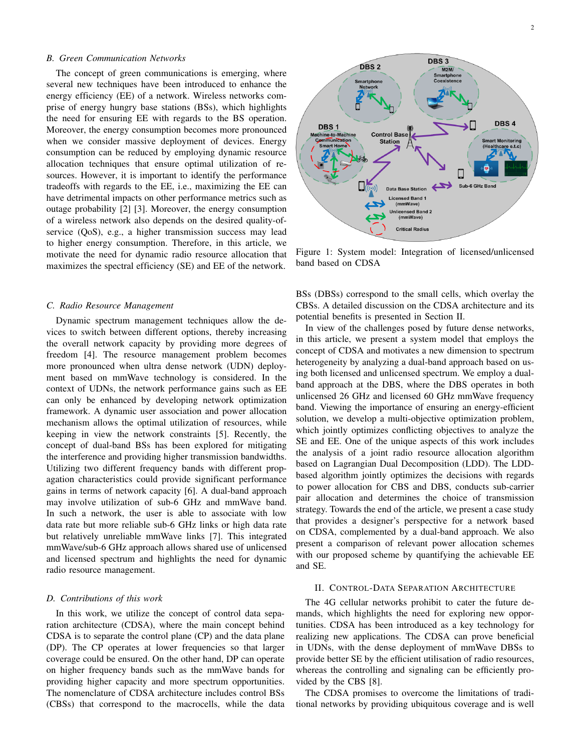### B. Green Communication Networks

The concept of green communications is emerging, where several new techniques have been introduced to enhance the energy efficiency (EE) of a network. Wireless networks comprise of energy hungry base stations (BSs), which highlights the need for ensuring EE with regards to the BS operation. Moreover, the energy consumption becomes more pronounced when we consider massive deployment of devices. Energy consumption can be reduced by employing dynamic resource allocation techniques that ensure optimal utilization of resources. However, it is important to identify the performance tradeoffs with regards to the EE, i.e., maximizing the EE can have detrimental impacts on other performance metrics such as outage probability [2] [3]. Moreover, the energy consumption of a wireless network also depends on the desired quality-of-service (QoS), e.g., a higher transmission success may lead to higher energy consumption. Therefore, in this article, we motivate the need for dynamic radio resource allocation that maximizes the spectral efficiency (SE) and EE of the network.

### C. Radio Resource Management

Dynamic spectrum management techniques allow the devices to switch between different options, thereby increasing the overall network capacity by providing more degrees of freedom [4]. The resource management problem becomes more pronounced when ultra dense network (UDN) deployment based on mmWave technology is considered. In the context of UDNs, the network performance gains such as EE can only be enhanced by developing network optimization framework. A dynamic user association and power allocation mechanism allows the optimal utilization of resources, while keeping in view the network constraints [5]. Recently, the concept of dual-band BSs has been explored for mitigating the interference and providing higher transmission bandwidths. Utilizing two different frequency bands with different propagation characteristics could provide significant performance gains in terms of network capacity [6]. A dual-band approach may involve utilization of sub-6 GHz and mmWave band. In such a network, the user is able to associate with low data rate but more reliable sub-6 GHz links or high data rate but relatively unreliable mmWave links [7]. This integrated mmWave/sub-6 GHz approach allows shared use of unlicensed and licensed spectrum and highlights the need for dynamic radio resource management.

### D. Contributions of this work

In this work, we utilize the concept of control data separation architecture (CDSA), where the main concept behind CDSA is to separate the control plane (CP) and the data plane (DP). The CP operates at lower frequencies so that larger coverage could be ensured. On the other hand, DP can operate on higher frequency bands such as the mmWave bands for providing higher capacity and more spectrum opportunities. The nomenclature of CDSA architecture includes control BSs (CBSs) that correspond to the macrocells, while the data BSs (DBSs) correspond to the small cells, which overlay the CBSs. A detailed discussion on the CDSA architecture and its potential benefits is presented in Section II.

Figure 1: System model: Integration of licensed/unlicensed band based on CDSA

In view of the challenges posed by future dense networks, in this article, we present a system model that employs the concept of CDSA and motivates a new dimension to spectrum heterogeneity by analyzing a dual-band approach based on using both licensed and unlicensed spectrum. We employ a dual-band approach at the DBS, where the DBS operates in both unlicensed 26 GHz and licensed 60 GHz mmWave frequency band. Viewing the importance of ensuring an energy-efficient solution, we develop a multi-objective optimization problem, which jointly optimizes conflicting objectives to analyze the SE and EE. One of the unique aspects of this work includes the analysis of a joint radio resource allocation algorithm based on Lagrangian Dual Decomposition (LDD). The LDD-based algorithm jointly optimizes the decisions with regards to power allocation for CBS and DBS, conducts sub-carrier pair allocation and determines the choice of transmission strategy. Towards the end of the article, we present a case study that provides a designer's perspective for a network based on CDSA, complemented by a dual-band approach. We also present a comparison of relevant power allocation schemes with our proposed scheme by quantifying the achievable EE and SE.

## II. Control-Data Separation Architecture

The 4G cellular networks prohibit to cater the future demands, which highlights the need for exploring new opportunities. CDSA has been introduced as a key technology for realizing new applications. The CDSA can prove beneficial in UDNs, with the dense deployment of mmWave DBSs to provide better SE by the efficient utilisation of radio resources, whereas the controlling and signaling can be efficiently provided by the CBS [8].

The CDSA promises to overcome the limitations of traditional networks by providing ubiquitous coverage and is well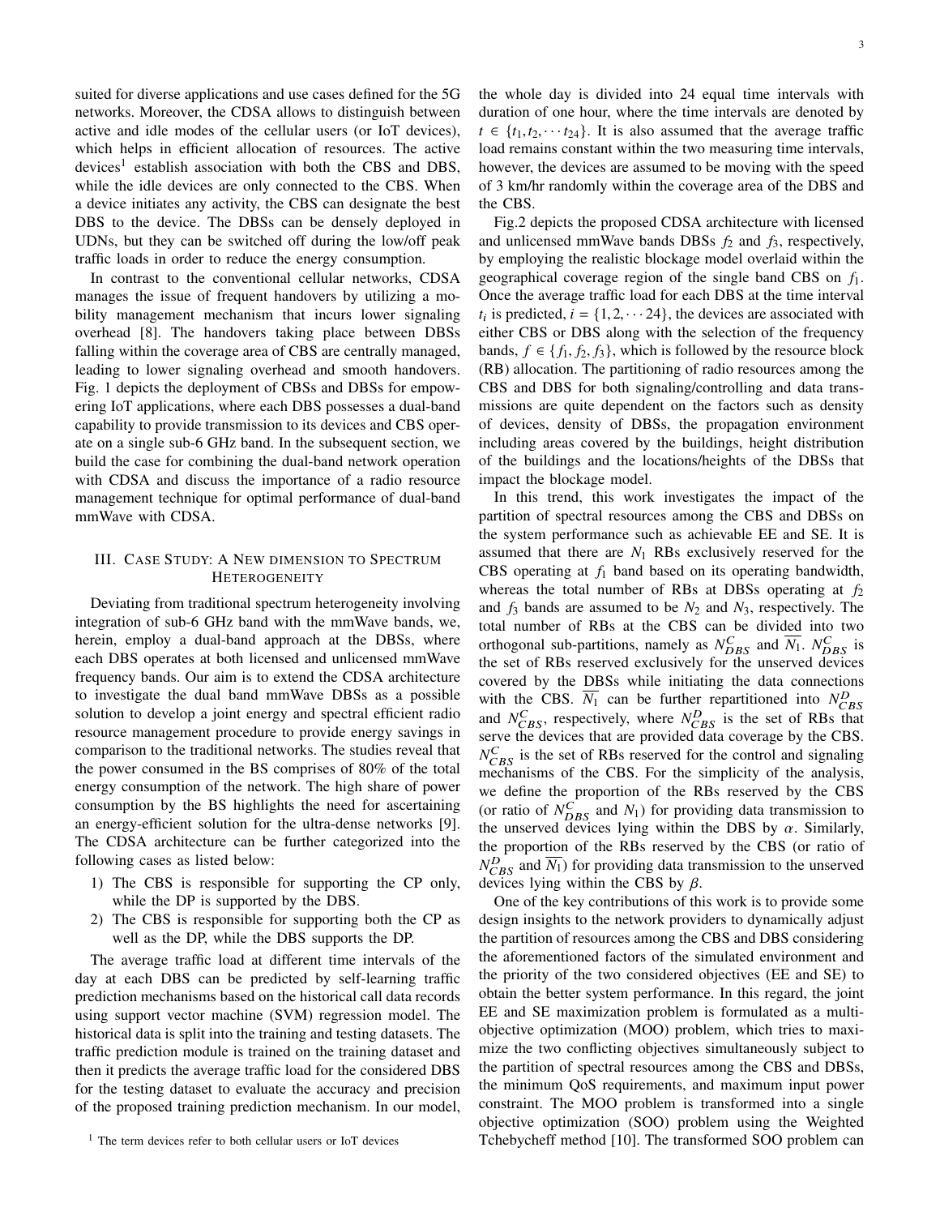suited for diverse applications and use cases defined for the 5G networks. Moreover, the CDSA allows to distinguish between active and idle modes of the cellular users (or IoT devices), which helps in efficient allocation of resources. The active devices[1] establish association with both the CBS and DBS, while the idle devices are only connected to the CBS. When a device initiates any activity, the CBS can designate the best DBS to the device. The DBSs can be densely deployed in UDNs, but they can be switched off during the low/off peak traffic loads in order to reduce the energy consumption.

In contrast to the conventional cellular networks, CDSA manages the issue of frequent handovers by utilizing a mobility management mechanism that incurs lower signaling overhead [8]. The handovers taking place between DBSs falling within the coverage area of CBS are centrally managed, leading to lower signaling overhead and smooth handovers. Fig. 1 depicts the deployment of CBSs and DBSs for empowering IoT applications, where each DBS possesses a dual-band capability to provide transmission to its devices and CBS operate on a single sub-6 GHz band. In the subsequent section, we build the case for combining the dual-band network operation with CDSA and discuss the importance of a radio resource management technique for optimal performance of dual-band mmWave with CDSA.

## III. Case Study: A New dimension to Spectrum Heterogeneity

Deviating from traditional spectrum heterogeneity involving integration of sub-6 GHz band with the mmWave bands, we, herein, employ a dual-band approach at the DBSs, where each DBS operates at both licensed and unlicensed mmWave frequency bands. Our aim is to extend the CDSA architecture to investigate the dual band mmWave DBSs as a possible solution to develop a joint energy and spectral efficient radio resource management procedure to provide energy savings in comparison to the traditional networks. The studies reveal that the power consumed in the BS comprises of 80% of the total energy consumption of the network. The high share of power consumption by the BS highlights the need for ascertaining an energy-efficient solution for the ultra-dense networks [9]. The CDSA architecture can be further categorized into the following cases as listed below:

1) The CBS is responsible for supporting the CP only, while the DP is supported by the DBS.
2) The CBS is responsible for supporting both the CP as well as the DP, while the DBS supports the DP.

The average traffic load at different time intervals of the day at each DBS can be predicted by self-learning traffic prediction mechanisms based on the historical call data records using support vector machine (SVM) regression model. The historical data is split into the training and testing datasets. The traffic prediction module is trained on the training dataset and then it predicts the average traffic load for the considered DBS for the testing dataset to evaluate the accuracy and precision of the proposed training prediction mechanism. In our model, the whole day is divided into 24 equal time intervals with duration of one hour, where the time intervals are denoted by $t \in \{t_1, t_2, \cdots t_{24}\}$. It is also assumed that the average traffic load remains constant within the two measuring time intervals, however, the devices are assumed to be moving with the speed of 3 km/hr randomly within the coverage area of the DBS and the CBS.

Fig.2 depicts the proposed CDSA architecture with licensed and unlicensed mmWave bands DBSs $f_2$ and $f_3$, respectively, by employing the realistic blockage model overlaid within the geographical coverage region of the single band CBS on $f_1$. Once the average traffic load for each DBS at the time interval $t_i$ is predicted, $i = \{1, 2, \cdots 24\}$, the devices are associated with either CBS or DBS along with the selection of the frequency bands, $f \in \{f_1, f_2, f_3\}$, which is followed by the resource block (RB) allocation. The partitioning of radio resources among the CBS and DBS for both signaling/controlling and data transmissions are quite dependent on the factors such as density of devices, density of DBSs, the propagation environment including areas covered by the buildings, height distribution of the buildings and the locations/heights of the DBSs that impact the blockage model.

In this trend, this work investigates the impact of the partition of spectral resources among the CBS and DBSs on the system performance such as achievable EE and SE. It is assumed that there are $N_1$ RBs exclusively reserved for the CBS operating at $f_1$ band based on its operating bandwidth, whereas the total number of RBs at DBSs operating at $f_2$ and $f_3$ bands are assumed to be $N_2$ and $N_3$, respectively. The total number of RBs at the CBS can be divided into two orthogonal sub-partitions, namely as $N_{DBS}^C$ and $\overline{N_1}$. $N_{DBS}^C$ is the set of RBs reserved exclusively for the unserved devices covered by the DBSs while initiating the data connections with the CBS. $\overline{N_1}$ can be further repartitioned into $N_{CBS}^D$ and $N_{CBS}^C$, respectively, where $N_{CBS}^D$ is the set of RBs that serve the devices that are provided data coverage by the CBS. $N_{CBS}^C$ is the set of RBs reserved for the control and signaling mechanisms of the CBS. For the simplicity of the analysis, we define the proportion of the RBs reserved by the CBS (or ratio of $N_{DBS}^C$ and $N_1$) for providing data transmission to the unserved devices lying within the DBS by $\alpha$. Similarly, the proportion of the RBs reserved by the CBS (or ratio of $N_{CBS}^D$ and $\overline{N_1}$) for providing data transmission to the unserved devices lying within the CBS by $\beta$.

One of the key contributions of this work is to provide some design insights to the network providers to dynamically adjust the partition of resources among the CBS and DBS considering the aforementioned factors of the simulated environment and the priority of the two considered objectives (EE and SE) to obtain the better system performance. In this regard, the joint EE and SE maximization problem is formulated as a multi-objective optimization (MOO) problem, which tries to maximize the two conflicting objectives simultaneously subject to the partition of spectral resources among the CBS and DBSs, the minimum QoS requirements, and maximum input power constraint. The MOO problem is transformed into a single objective optimization (SOO) problem using the Weighted Tchebycheff method [10]. The transformed SOO problem can

[1] The term devices refer to both cellular users or IoT devices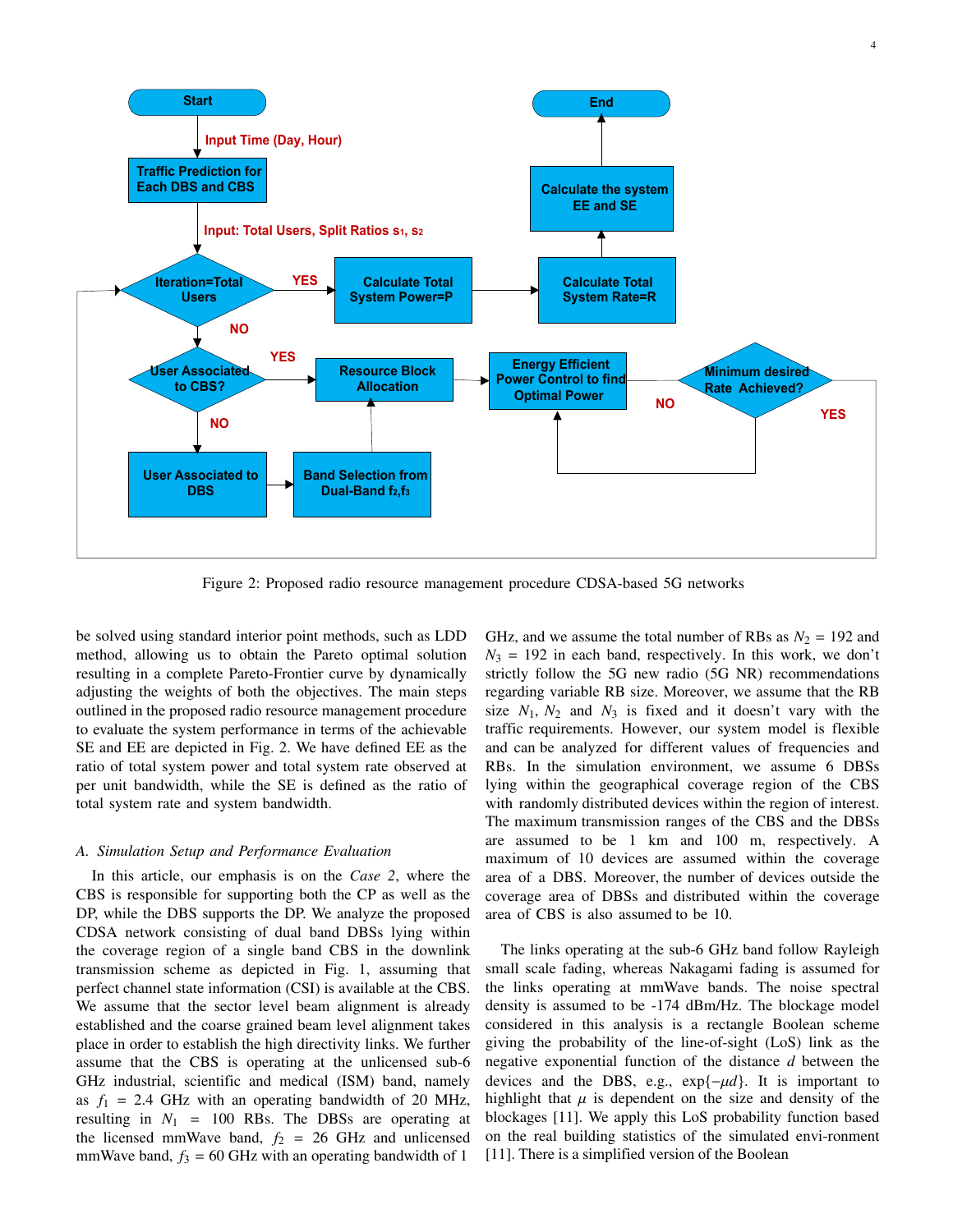Figure 2: Proposed radio resource management procedure CDSA-based 5G networks

be solved using standard interior point methods, such as LDD method, allowing us to obtain the Pareto optimal solution resulting in a complete Pareto-Frontier curve by dynamically adjusting the weights of both the objectives. The main steps outlined in the proposed radio resource management procedure to evaluate the system performance in terms of the achievable SE and EE are depicted in Fig. 2. We have defined EE as the ratio of total system power and total system rate observed at per unit bandwidth, while the SE is defined as the ratio of total system rate and system bandwidth.

### *A. Simulation Setup and Performance Evaluation*

In this article, our emphasis is on the *Case 2*, where the CBS is responsible for supporting both the CP as well as the DP, while the DBS supports the DP. We analyze the proposed CDSA network consisting of dual band DBSs lying within the coverage region of a single band CBS in the downlink transmission scheme as depicted in Fig. 1, assuming that perfect channel state information (CSI) is available at the CBS. We assume that the sector level beam alignment is already established and the coarse grained beam level alignment takes place in order to establish the high directivity links. We further assume that the CBS is operating at the unlicensed sub-6 GHz industrial, scientific and medical (ISM) band, namely as $f_1$ = 2.4 GHz with an operating bandwidth of 20 MHz, resulting in $N_1$ = 100 RBs. The DBSs are operating at the licensed mmWave band, $f_2$ = 26 GHz and unlicensed mmWave band, $f_3$ = 60 GHz with an operating bandwidth of 1 GHz, and we assume the total number of RBs as $N_2$ = 192 and $N_3$ = 192 in each band, respectively. In this work, we don't strictly follow the 5G new radio (5G NR) recommendations regarding variable RB size. Moreover, we assume that the RB size $N_1$, $N_2$ and $N_3$ is fixed and it doesn't vary with the traffic requirements. However, our system model is flexible and can be analyzed for different values of frequencies and RBs. In the simulation environment, we assume 6 DBSs lying within the geographical coverage region of the CBS with randomly distributed devices within the region of interest. The maximum transmission ranges of the CBS and the DBSs are assumed to be 1 km and 100 m, respectively. A maximum of 10 devices are assumed within the coverage area of a DBS. Moreover, the number of devices outside the coverage area of DBSs and distributed within the coverage area of CBS is also assumed to be 10.

The links operating at the sub-6 GHz band follow Rayleigh small scale fading, whereas Nakagami fading is assumed for the links operating at mmWave bands. The noise spectral density is assumed to be -174 dBm/Hz. The blockage model considered in this analysis is a rectangle Boolean scheme giving the probability of the line-of-sight (LoS) link as the negative exponential function of the distance $d$ between the devices and the DBS, e.g., $\exp\{-\mu d\}$. It is important to highlight that $\mu$ is dependent on the size and density of the blockages [11]. We apply this LoS probability function based on the real building statistics of the simulated envi-ronment [11]. There is a simplified version of the Boolean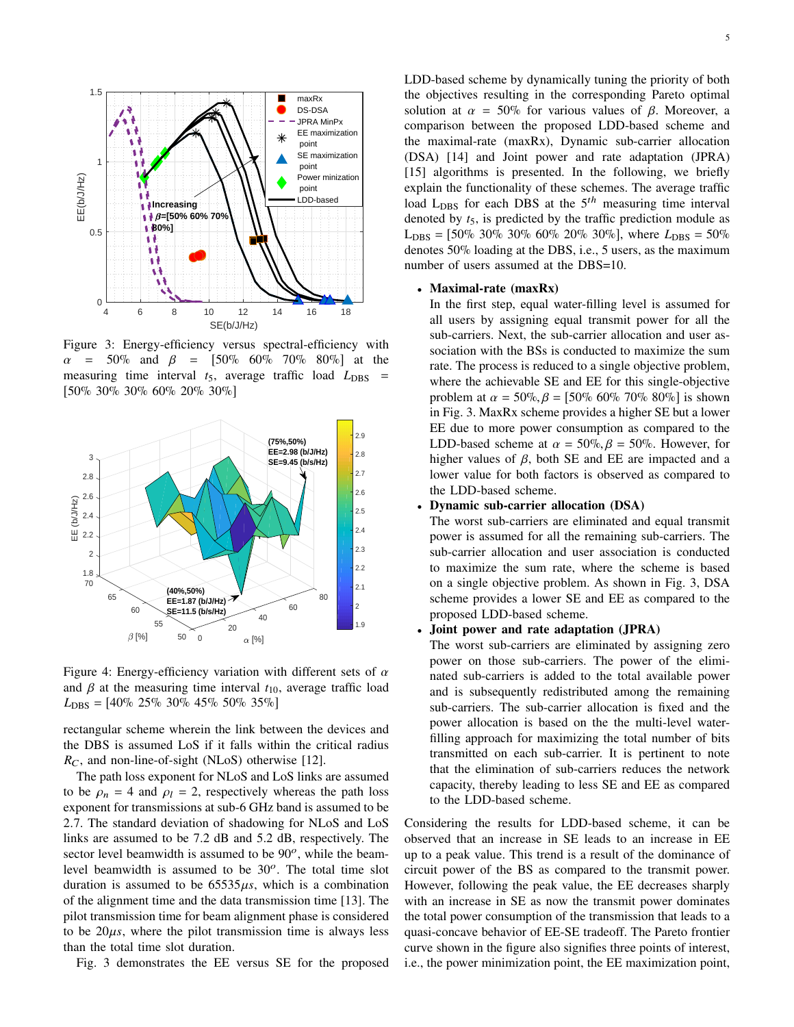Figure 3: Energy-efficiency versus spectral-efficiency with $\alpha = 50\%$ and $\beta = [50\%\ 60\%\ 70\%\ 80\%]$ at the measuring time interval $t_5$, average traffic load $L_{\text{DBS}} = [50\%\ 30\%\ 30\%\ 60\%\ 20\%\ 30\%]$

Figure 4: Energy-efficiency variation with different sets of $\alpha$ and $\beta$ at the measuring time interval $t_{10}$, average traffic load $L_{\text{DBS}} = [40\%\ 25\%\ 30\%\ 45\%\ 50\%\ 35\%]$

rectangular scheme wherein the link between the devices and the DBS is assumed LoS if it falls within the critical radius $R_C$, and non-line-of-sight (NLoS) otherwise [12].

The path loss exponent for NLoS and LoS links are assumed to be $\rho_n = 4$ and $\rho_l = 2$, respectively whereas the path loss exponent for transmissions at sub-6 GHz band is assumed to be 2.7. The standard deviation of shadowing for NLoS and LoS links are assumed to be 7.2 dB and 5.2 dB, respectively. The sector level beamwidth is assumed to be $90^o$, while the beam-level beamwidth is assumed to be $30^o$. The total time slot duration is assumed to be $65535\mu s$, which is a combination of the alignment time and the data transmission time [13]. The pilot transmission time for beam alignment phase is considered to be $20\mu s$, where the pilot transmission time is always less than the total time slot duration.

Fig. 3 demonstrates the EE versus SE for the proposed LDD-based scheme by dynamically tuning the priority of both the objectives resulting in the corresponding Pareto optimal solution at $\alpha = 50\%$ for various values of $\beta$. Moreover, a comparison between the proposed LDD-based scheme and the maximal-rate (maxRx), Dynamic sub-carrier allocation (DSA) [14] and Joint power and rate adaptation (JPRA) [15] algorithms is presented. In the following, we briefly explain the functionality of these schemes. The average traffic load $L_{\text{DBS}}$ for each DBS at the $5^{th}$ measuring time interval denoted by $t_5$, is predicted by the traffic prediction module as $L_{\text{DBS}} = [50\%\ 30\%\ 30\%\ 60\%\ 20\%\ 30\%]$, where $L_{\text{DBS}} = 50\%$ denotes 50% loading at the DBS, i.e., 5 users, as the maximum number of users assumed at the DBS=10.

- **Maximal-rate (maxRx)**
  In the first step, equal water-filling level is assumed for all users by assigning equal transmit power for all the sub-carriers. Next, the sub-carrier allocation and user association with the BSs is conducted to maximize the sum rate. The process is reduced to a single objective problem, where the achievable SE and EE for this single-objective problem at $\alpha = 50\%, \beta = [50\%\ 60\%\ 70\%\ 80\%]$ is shown in Fig. 3. MaxRx scheme provides a higher SE but a lower EE due to more power consumption as compared to the LDD-based scheme at $\alpha = 50\%, \beta = 50\%$. However, for higher values of $\beta$, both SE and EE are impacted and a lower value for both factors is observed as compared to the LDD-based scheme.
- **Dynamic sub-carrier allocation (DSA)**
  The worst sub-carriers are eliminated and equal transmit power is assumed for all the remaining sub-carriers. The sub-carrier allocation and user association is conducted to maximize the sum rate, where the scheme is based on a single objective problem. As shown in Fig. 3, DSA scheme provides a lower SE and EE as compared to the proposed LDD-based scheme.
- **Joint power and rate adaptation (JPRA)**
  The worst sub-carriers are eliminated by assigning zero power on those sub-carriers. The power of the eliminated sub-carriers is added to the total available power and is subsequently redistributed among the remaining sub-carriers. The sub-carrier allocation is fixed and the power allocation is based on the the multi-level water-filling approach for maximizing the total number of bits transmitted on each sub-carrier. It is pertinent to note that the elimination of sub-carriers reduces the network capacity, thereby leading to less SE and EE as compared to the LDD-based scheme.

Considering the results for LDD-based scheme, it can be observed that an increase in SE leads to an increase in EE up to a peak value. This trend is a result of the dominance of circuit power of the BS as compared to the transmit power. However, following the peak value, the EE decreases sharply with an increase in SE as now the transmit power dominates the total power consumption of the transmission that leads to a quasi-concave behavior of EE-SE tradeoff. The Pareto frontier curve shown in the figure also signifies three points of interest, i.e., the power minimization point, the EE maximization point,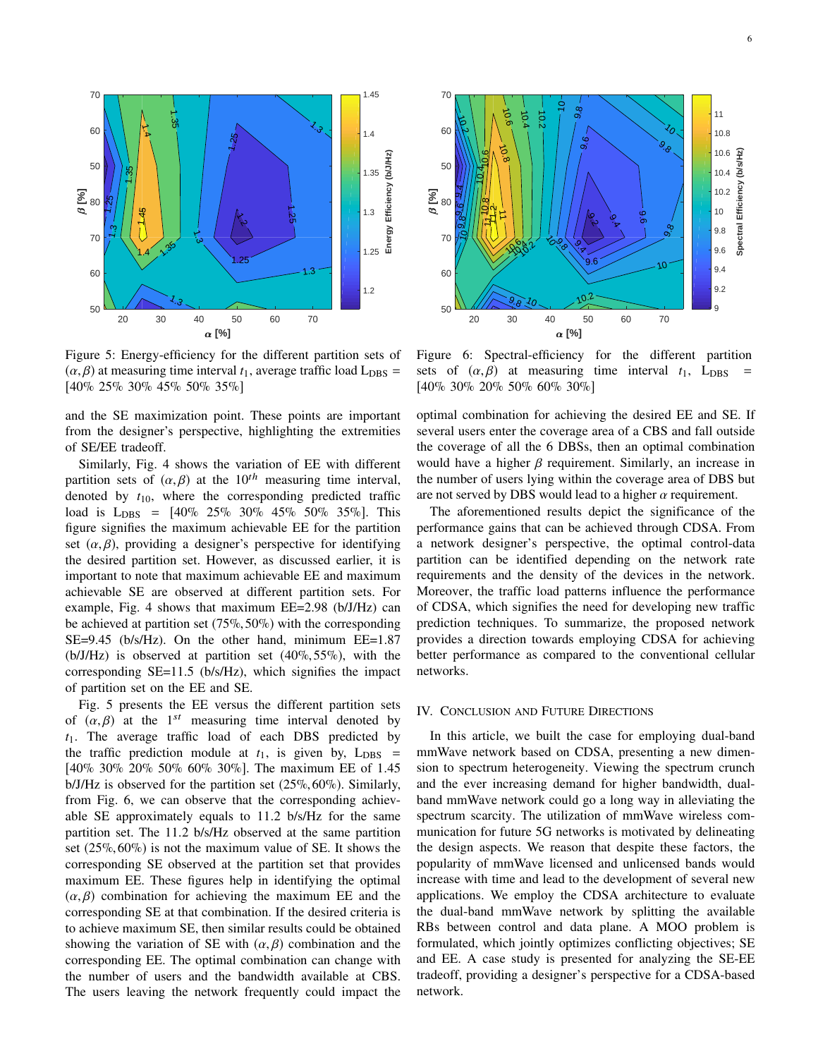Figure 5: Energy-efficiency for the different partition sets of $(\alpha, \beta)$ at measuring time interval $t_1$, average traffic load $\mathrm{L_{DBS}}$ = [40% 25% 30% 45% 50% 35%]

Figure 6: Spectral-efficiency for the different partition sets of $(\alpha, \beta)$ at measuring time interval $t_1$, $\mathrm{L_{DBS}}$ = [40% 30% 20% 50% 60% 30%]

and the SE maximization point. These points are important from the designer's perspective, highlighting the extremities of SE/EE tradeoff.

Similarly, Fig. 4 shows the variation of EE with different partition sets of $(\alpha, \beta)$ at the $10^{th}$ measuring time interval, denoted by $t_{10}$, where the corresponding predicted traffic load is $\mathrm{L_{DBS}}$ = [40% 25% 30% 45% 50% 35%]. This figure signifies the maximum achievable EE for the partition set $(\alpha, \beta)$, providing a designer's perspective for identifying the desired partition set. However, as discussed earlier, it is important to note that maximum achievable EE and maximum achievable SE are observed at different partition sets. For example, Fig. 4 shows that maximum EE=2.98 (b/J/Hz) can be achieved at partition set (75%, 50%) with the corresponding SE=9.45 (b/s/Hz). On the other hand, minimum EE=1.87 (b/J/Hz) is observed at partition set (40%, 55%), with the corresponding SE=11.5 (b/s/Hz), which signifies the impact of partition set on the EE and SE.

Fig. 5 presents the EE versus the different partition sets of $(\alpha, \beta)$ at the $1^{st}$ measuring time interval denoted by $t_1$. The average traffic load of each DBS predicted by the traffic prediction module at $t_1$, is given by, $\mathrm{L_{DBS}}$ = [40% 30% 20% 50% 60% 30%]. The maximum EE of 1.45 b/J/Hz is observed for the partition set (25%, 60%). Similarly, from Fig. 6, we can observe that the corresponding achievable SE approximately equals to 11.2 b/s/Hz for the same partition set. The 11.2 b/s/Hz observed at the same partition set (25%, 60%) is not the maximum value of SE. It shows the corresponding SE observed at the partition set that provides maximum EE. These figures help in identifying the optimal $(\alpha, \beta)$ combination for achieving the maximum EE and the corresponding SE at that combination. If the desired criteria is to achieve maximum SE, then similar results could be obtained showing the variation of SE with $(\alpha, \beta)$ combination and the corresponding EE. The optimal combination can change with the number of users and the bandwidth available at CBS. The users leaving the network frequently could impact the optimal combination for achieving the desired EE and SE. If several users enter the coverage area of a CBS and fall outside the coverage of all the 6 DBSs, then an optimal combination would have a higher $\beta$ requirement. Similarly, an increase in the number of users lying within the coverage area of DBS but are not served by DBS would lead to a higher $\alpha$ requirement.

The aforementioned results depict the significance of the performance gains that can be achieved through CDSA. From a network designer's perspective, the optimal control-data partition can be identified depending on the network rate requirements and the density of the devices in the network. Moreover, the traffic load patterns influence the performance of CDSA, which signifies the need for developing new traffic prediction techniques. To summarize, the proposed network provides a direction towards employing CDSA for achieving better performance as compared to the conventional cellular networks.

## IV. Conclusion and Future Directions

In this article, we built the case for employing dual-band mmWave network based on CDSA, presenting a new dimension to spectrum heterogeneity. Viewing the spectrum crunch and the ever increasing demand for higher bandwidth, dual-band mmWave network could go a long way in alleviating the spectrum scarcity. The utilization of mmWave wireless communication for future 5G networks is motivated by delineating the design aspects. We reason that despite these factors, the popularity of mmWave licensed and unlicensed bands would increase with time and lead to the development of several new applications. We employ the CDSA architecture to evaluate the dual-band mmWave network by splitting the available RBs between control and data plane. A MOO problem is formulated, which jointly optimizes conflicting objectives; SE and EE. A case study is presented for analyzing the SE-EE tradeoff, providing a designer's perspective for a CDSA-based network.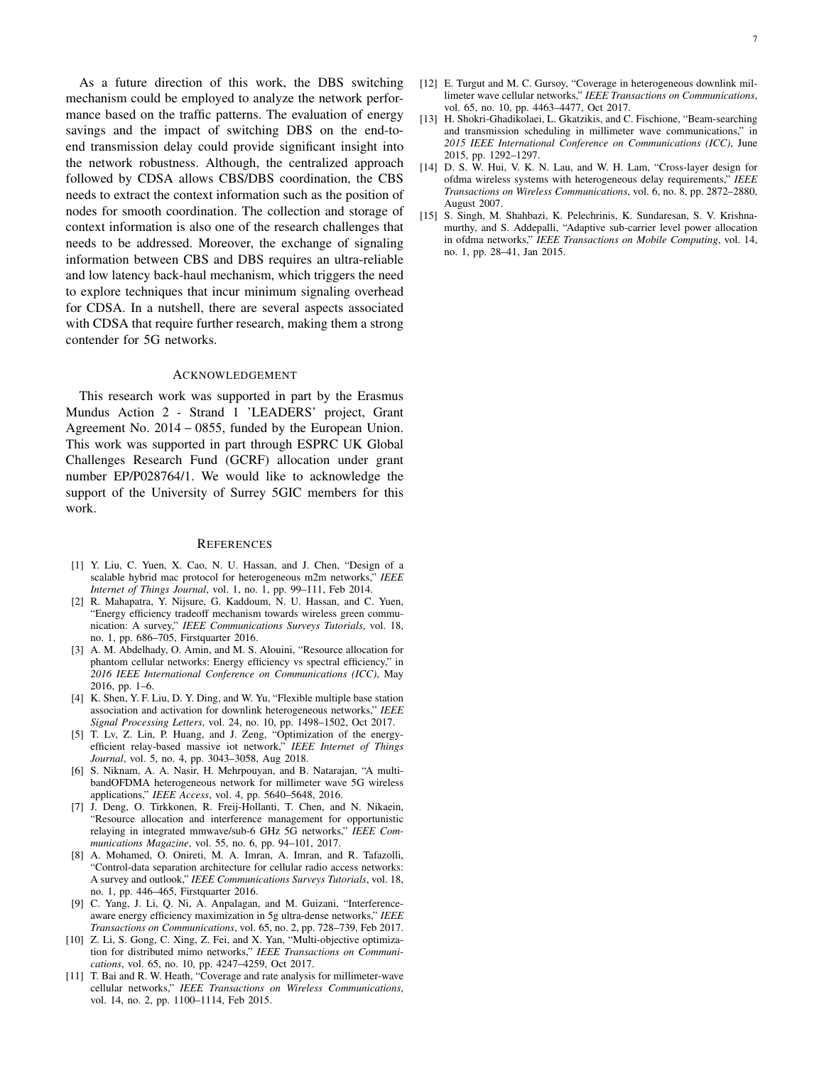As a future direction of this work, the DBS switching mechanism could be employed to analyze the network performance based on the traffic patterns. The evaluation of energy savings and the impact of switching DBS on the end-to-end transmission delay could provide significant insight into the network robustness. Although, the centralized approach followed by CDSA allows CBS/DBS coordination, the CBS needs to extract the context information such as the position of nodes for smooth coordination. The collection and storage of context information is also one of the research challenges that needs to be addressed. Moreover, the exchange of signaling information between CBS and DBS requires an ultra-reliable and low latency back-haul mechanism, which triggers the need to explore techniques that incur minimum signaling overhead for CDSA. In a nutshell, there are several aspects associated with CDSA that require further research, making them a strong contender for 5G networks.

## Acknowledgement

This research work was supported in part by the Erasmus Mundus Action 2 - Strand 1 'LEADERS' project, Grant Agreement No. 2014 – 0855, funded by the European Union. This work was supported in part through ESPRC UK Global Challenges Research Fund (GCRF) allocation under grant number EP/P028764/1. We would like to acknowledge the support of the University of Surrey 5GIC members for this work.

## References

[1] Y. Liu, C. Yuen, X. Cao, N. U. Hassan, and J. Chen, "Design of a scalable hybrid mac protocol for heterogeneous m2m networks," *IEEE Internet of Things Journal*, vol. 1, no. 1, pp. 99–111, Feb 2014.

[2] R. Mahapatra, Y. Nijsure, G. Kaddoum, N. U. Hassan, and C. Yuen, "Energy efficiency tradeoff mechanism towards wireless green communication: A survey," *IEEE Communications Surveys Tutorials*, vol. 18, no. 1, pp. 686–705, Firstquarter 2016.

[3] A. M. Abdelhady, O. Amin, and M. S. Alouini, "Resource allocation for phantom cellular networks: Energy efficiency vs spectral efficiency," in *2016 IEEE International Conference on Communications (ICC)*, May 2016, pp. 1–6.

[4] K. Shen, Y. F. Liu, D. Y. Ding, and W. Yu, "Flexible multiple base station association and activation for downlink heterogeneous networks," *IEEE Signal Processing Letters*, vol. 24, no. 10, pp. 1498–1502, Oct 2017.

[5] T. Lv, Z. Lin, P. Huang, and J. Zeng, "Optimization of the energy-efficient relay-based massive iot network," *IEEE Internet of Things Journal*, vol. 5, no. 4, pp. 3043–3058, Aug 2018.

[6] S. Niknam, A. A. Nasir, H. Mehrpouyan, and B. Natarajan, "A multi-bandOFDMA heterogeneous network for millimeter wave 5G wireless applications," *IEEE Access*, vol. 4, pp. 5640–5648, 2016.

[7] J. Deng, O. Tirkkonen, R. Freij-Hollanti, T. Chen, and N. Nikaein, "Resource allocation and interference management for opportunistic relaying in integrated mmwave/sub-6 GHz 5G networks," *IEEE Communications Magazine*, vol. 55, no. 6, pp. 94–101, 2017.

[8] A. Mohamed, O. Onireti, M. A. Imran, A. Imran, and R. Tafazolli, "Control-data separation architecture for cellular radio access networks: A survey and outlook," *IEEE Communications Surveys Tutorials*, vol. 18, no. 1, pp. 446–465, Firstquarter 2016.

[9] C. Yang, J. Li, Q. Ni, A. Anpalagan, and M. Guizani, "Interference-aware energy efficiency maximization in 5g ultra-dense networks," *IEEE Transactions on Communications*, vol. 65, no. 2, pp. 728–739, Feb 2017.

[10] Z. Li, S. Gong, C. Xing, Z. Fei, and X. Yan, "Multi-objective optimization for distributed mimo networks," *IEEE Transactions on Communications*, vol. 65, no. 10, pp. 4247–4259, Oct 2017.

[11] T. Bai and R. W. Heath, "Coverage and rate analysis for millimeter-wave cellular networks," *IEEE Transactions on Wireless Communications*, vol. 14, no. 2, pp. 1100–1114, Feb 2015.

[12] E. Turgut and M. C. Gursoy, "Coverage in heterogeneous downlink millimeter wave cellular networks," *IEEE Transactions on Communications*, vol. 65, no. 10, pp. 4463–4477, Oct 2017.

[13] H. Shokri-Ghadikolaei, L. Gkatzikis, and C. Fischione, "Beam-searching and transmission scheduling in millimeter wave communications," in *2015 IEEE International Conference on Communications (ICC)*, June 2015, pp. 1292–1297.

[14] D. S. W. Hui, V. K. N. Lau, and W. H. Lam, "Cross-layer design for ofdma wireless systems with heterogeneous delay requirements," *IEEE Transactions on Wireless Communications*, vol. 6, no. 8, pp. 2872–2880, August 2007.

[15] S. Singh, M. Shahbazi, K. Pelechrinis, K. Sundaresan, S. V. Krishnamurthy, and S. Addepalli, "Adaptive sub-carrier level power allocation in ofdma networks," *IEEE Transactions on Mobile Computing*, vol. 14, no. 1, pp. 28–41, Jan 2015.